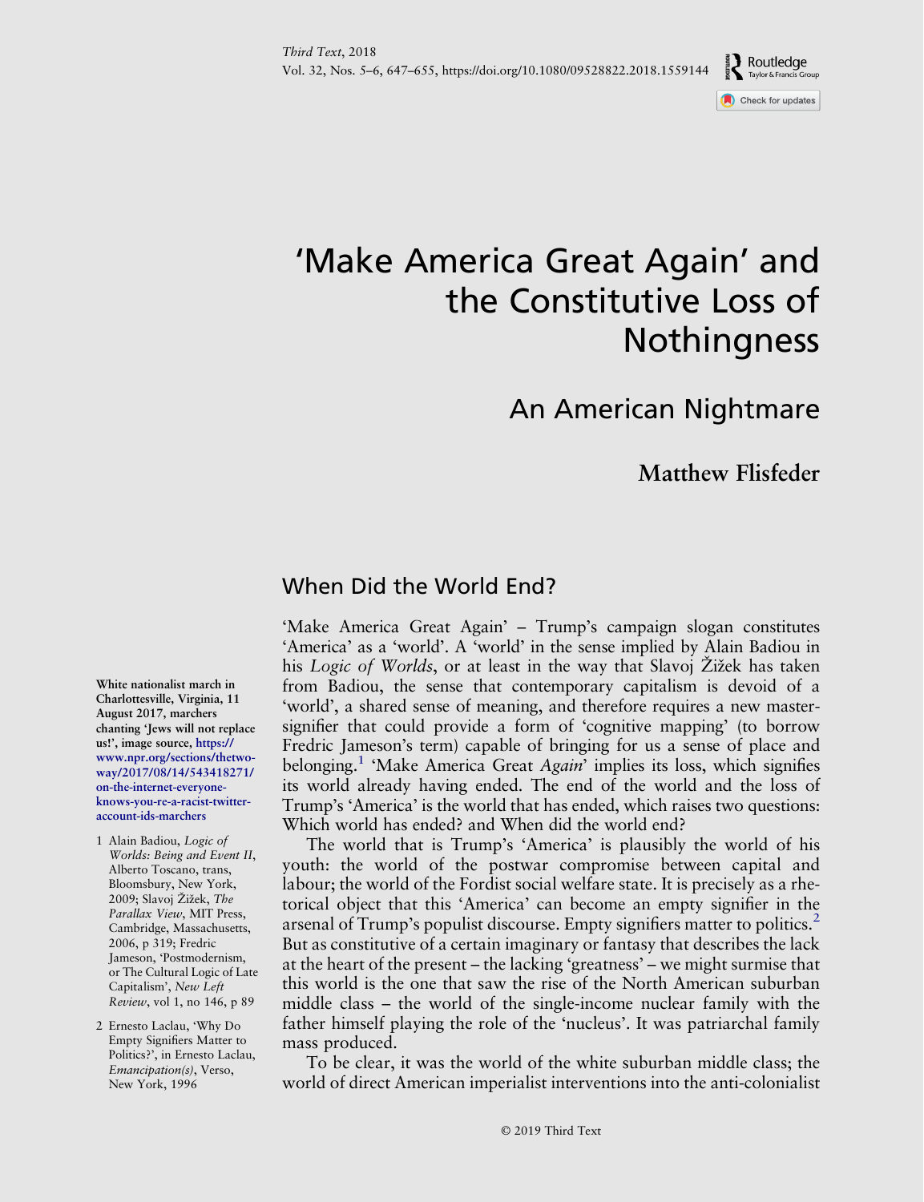# 'Make America Great Again' and the Constitutive Loss of Nothingness

## An American Nightmare

**Matthew Flisfeder**

**White nationalist march in Charlottesville, Virginia, 11 August 2017, marchers chanting 'Jews will not replace us!', image source, https://www.npr.org/sections/thetwo-way/2017/08/14/543418271/on-the-internet-everyone-knows-you-re-a-racist-twitter-account-ids-marchers**

## When Did the World End?

'Make America Great Again' – Trump's campaign slogan constitutes 'America' as a 'world'. A 'world' in the sense implied by Alain Badiou in his *Logic of Worlds*, or at least in the way that Slavoj Žižek has taken from Badiou, the sense that contemporary capitalism is devoid of a 'world', a shared sense of meaning, and therefore requires a new master-signifier that could provide a form of 'cognitive mapping' (to borrow Fredric Jameson's term) capable of bringing for us a sense of place and belonging.[1] 'Make America Great *Again*' implies its loss, which signifies its world already having ended. The end of the world and the loss of Trump's 'America' is the world that has ended, which raises two questions: Which world has ended? and When did the world end?

The world that is Trump's 'America' is plausibly the world of his youth: the world of the postwar compromise between capital and labour; the world of the Fordist social welfare state. It is precisely as a rhetorical object that this 'America' can become an empty signifier in the arsenal of Trump's populist discourse. Empty signifiers matter to politics.[2] But as constitutive of a certain imaginary or fantasy that describes the lack at the heart of the present – the lacking 'greatness' – we might surmise that this world is the one that saw the rise of the North American suburban middle class – the world of the single-income nuclear family with the father himself playing the role of the 'nucleus'. It was patriarchal family mass produced.

To be clear, it was the world of the white suburban middle class; the world of direct American imperialist interventions into the anti-colonialist

1 Alain Badiou, *Logic of Worlds: Being and Event II*, Alberto Toscano, trans, Bloomsbury, New York, 2009; Slavoj Žižek, *The Parallax View*, MIT Press, Cambridge, Massachusetts, 2006, p 319; Fredric Jameson, 'Postmodernism, or The Cultural Logic of Late Capitalism', *New Left Review*, vol 1, no 146, p 89

2 Ernesto Laclau, 'Why Do Empty Signifiers Matter to Politics?', in Ernesto Laclau, *Emancipation(s)*, Verso, New York, 1996

© 2019 Third Text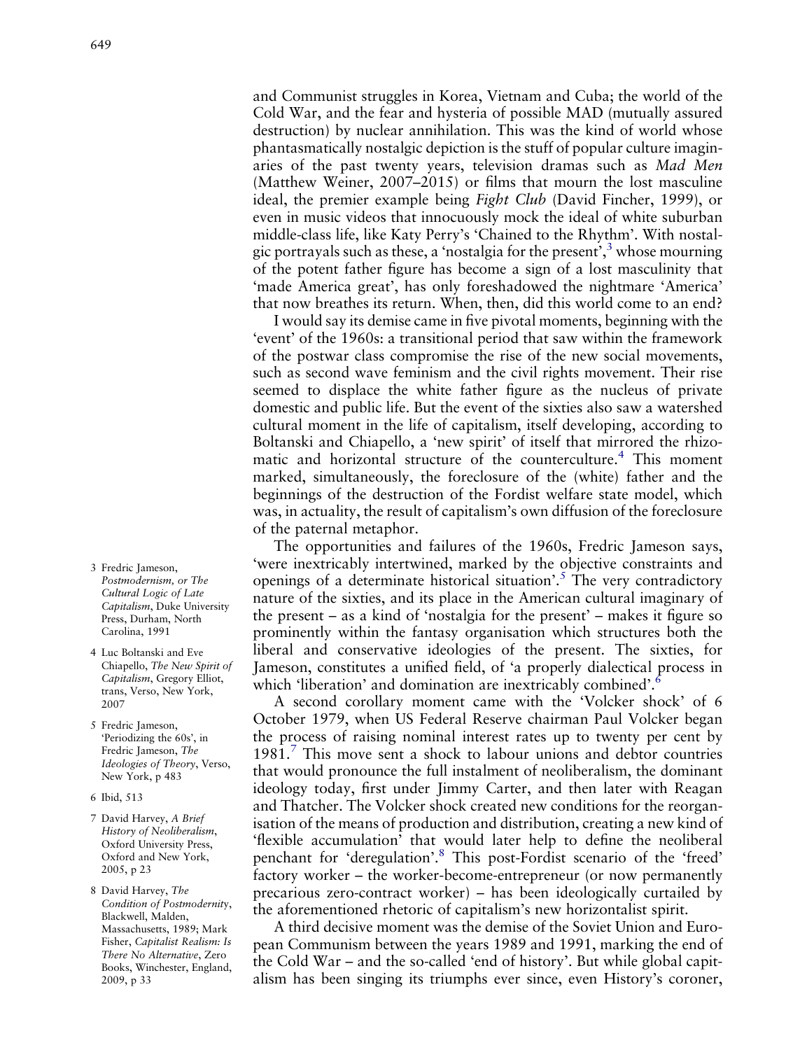and Communist struggles in Korea, Vietnam and Cuba; the world of the Cold War, and the fear and hysteria of possible MAD (mutually assured destruction) by nuclear annihilation. This was the kind of world whose phantasmatically nostalgic depiction is the stuff of popular culture imaginaries of the past twenty years, television dramas such as *Mad Men* (Matthew Weiner, 2007–2015) or films that mourn the lost masculine ideal, the premier example being *Fight Club* (David Fincher, 1999), or even in music videos that innocuously mock the ideal of white suburban middle-class life, like Katy Perry's 'Chained to the Rhythm'. With nostalgic portrayals such as these, a 'nostalgia for the present',[3] whose mourning of the potent father figure has become a sign of a lost masculinity that 'made America great', has only foreshadowed the nightmare 'America' that now breathes its return. When, then, did this world come to an end?

I would say its demise came in five pivotal moments, beginning with the 'event' of the 1960s: a transitional period that saw within the framework of the postwar class compromise the rise of the new social movements, such as second wave feminism and the civil rights movement. Their rise seemed to displace the white father figure as the nucleus of private domestic and public life. But the event of the sixties also saw a watershed cultural moment in the life of capitalism, itself developing, according to Boltanski and Chiapello, a 'new spirit' of itself that mirrored the rhizomatic and horizontal structure of the counterculture.[4] This moment marked, simultaneously, the foreclosure of the (white) father and the beginnings of the destruction of the Fordist welfare state model, which was, in actuality, the result of capitalism's own diffusion of the foreclosure of the paternal metaphor.

The opportunities and failures of the 1960s, Fredric Jameson says, 'were inextricably intertwined, marked by the objective constraints and openings of a determinate historical situation'.[5] The very contradictory nature of the sixties, and its place in the American cultural imaginary of the present – as a kind of 'nostalgia for the present' – makes it figure so prominently within the fantasy organisation which structures both the liberal and conservative ideologies of the present. The sixties, for Jameson, constitutes a unified field, of 'a properly dialectical process in which 'liberation' and domination are inextricably combined'.[6]

A second corollary moment came with the 'Volcker shock' of 6 October 1979, when US Federal Reserve chairman Paul Volcker began the process of raising nominal interest rates up to twenty per cent by 1981.[7] This move sent a shock to labour unions and debtor countries that would pronounce the full instalment of neoliberalism, the dominant ideology today, first under Jimmy Carter, and then later with Reagan and Thatcher. The Volcker shock created new conditions for the reorganisation of the means of production and distribution, creating a new kind of 'flexible accumulation' that would later help to define the neoliberal penchant for 'deregulation'.[8] This post-Fordist scenario of the 'freed' factory worker – the worker-become-entrepreneur (or now permanently precarious zero-contract worker) – has been ideologically curtailed by the aforementioned rhetoric of capitalism's new horizontalist spirit.

A third decisive moment was the demise of the Soviet Union and European Communism between the years 1989 and 1991, marking the end of the Cold War – and the so-called 'end of history'. But while global capitalism has been singing its triumphs ever since, even History's coroner,

3 Fredric Jameson, *Postmodernism, or The Cultural Logic of Late Capitalism*, Duke University Press, Durham, North Carolina, 1991

4 Luc Boltanski and Eve Chiapello, *The New Spirit of Capitalism*, Gregory Elliot, trans, Verso, New York, 2007

5 Fredric Jameson, 'Periodizing the 60s', in Fredric Jameson, *The Ideologies of Theory*, Verso, New York, p 483

6 Ibid, 513

7 David Harvey, *A Brief History of Neoliberalism*, Oxford University Press, Oxford and New York, 2005, p 23

8 David Harvey, *The Condition of Postmodernity*, Blackwell, Malden, Massachusetts, 1989; Mark Fisher, *Capitalist Realism: Is There No Alternative*, Zero Books, Winchester, England, 2009, p 33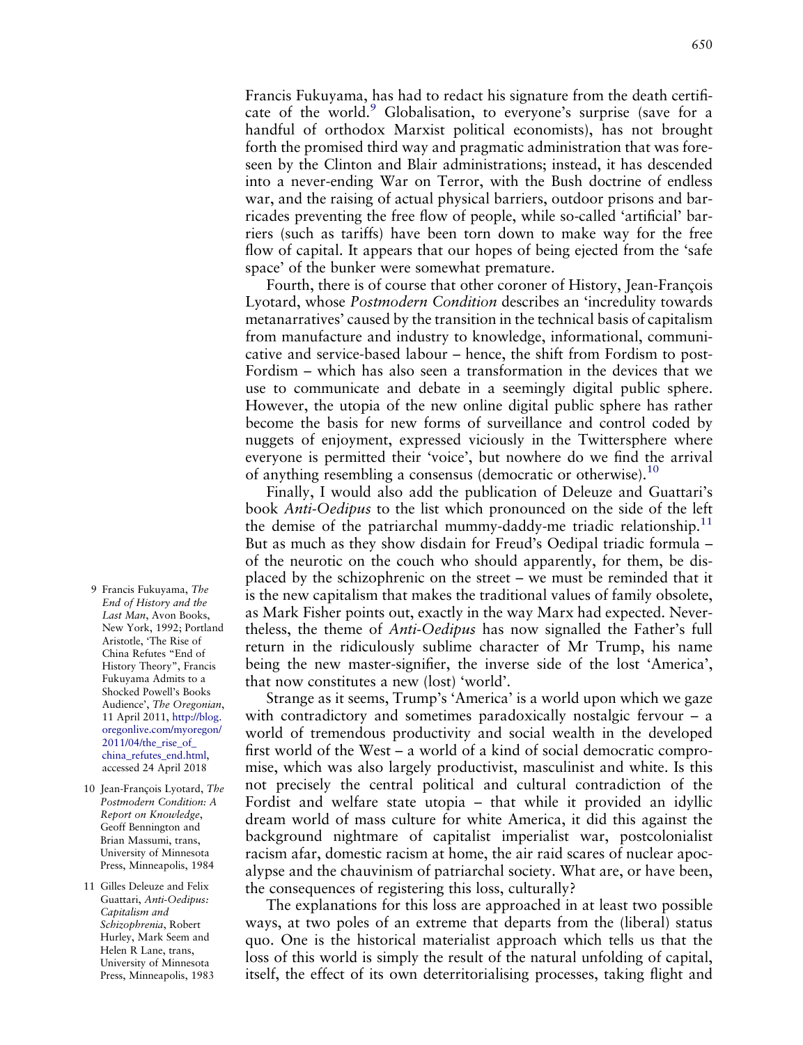Francis Fukuyama, has had to redact his signature from the death certificate of the world.[9] Globalisation, to everyone's surprise (save for a handful of orthodox Marxist political economists), has not brought forth the promised third way and pragmatic administration that was foreseen by the Clinton and Blair administrations; instead, it has descended into a never-ending War on Terror, with the Bush doctrine of endless war, and the raising of actual physical barriers, outdoor prisons and barricades preventing the free flow of people, while so-called 'artificial' barriers (such as tariffs) have been torn down to make way for the free flow of capital. It appears that our hopes of being ejected from the 'safe space' of the bunker were somewhat premature.

Fourth, there is of course that other coroner of History, Jean-François Lyotard, whose *Postmodern Condition* describes an 'incredulity towards metanarratives' caused by the transition in the technical basis of capitalism from manufacture and industry to knowledge, informational, communicative and service-based labour – hence, the shift from Fordism to post-Fordism – which has also seen a transformation in the devices that we use to communicate and debate in a seemingly digital public sphere. However, the utopia of the new online digital public sphere has rather become the basis for new forms of surveillance and control coded by nuggets of enjoyment, expressed viciously in the Twittersphere where everyone is permitted their 'voice', but nowhere do we find the arrival of anything resembling a consensus (democratic or otherwise).[10]

Finally, I would also add the publication of Deleuze and Guattari's book *Anti-Oedipus* to the list which pronounced on the side of the left the demise of the patriarchal mummy-daddy-me triadic relationship.[11] But as much as they show disdain for Freud's Oedipal triadic formula – of the neurotic on the couch who should apparently, for them, be displaced by the schizophrenic on the street – we must be reminded that it is the new capitalism that makes the traditional values of family obsolete, as Mark Fisher points out, exactly in the way Marx had expected. Nevertheless, the theme of *Anti-Oedipus* has now signalled the Father's full return in the ridiculously sublime character of Mr Trump, his name being the new master-signifier, the inverse side of the lost 'America', that now constitutes a new (lost) 'world'.

Strange as it seems, Trump's 'America' is a world upon which we gaze with contradictory and sometimes paradoxically nostalgic fervour – a world of tremendous productivity and social wealth in the developed first world of the West – a world of a kind of social democratic compromise, which was also largely productivist, masculinist and white. Is this not precisely the central political and cultural contradiction of the Fordist and welfare state utopia – that while it provided an idyllic dream world of mass culture for white America, it did this against the background nightmare of capitalist imperialist war, postcolonialist racism afar, domestic racism at home, the air raid scares of nuclear apocalypse and the chauvinism of patriarchal society. What are, or have been, the consequences of registering this loss, culturally?

The explanations for this loss are approached in at least two possible ways, at two poles of an extreme that departs from the (liberal) status quo. One is the historical materialist approach which tells us that the loss of this world is simply the result of the natural unfolding of capital, itself, the effect of its own deterritorialising processes, taking flight and

9 Francis Fukuyama, *The End of History and the Last Man*, Avon Books, New York, 1992; Portland Aristotle, 'The Rise of China Refutes "End of History Theory", Francis Fukuyama Admits to a Shocked Powell's Books Audience', *The Oregonian*, 11 April 2011, http://blog.oregonlive.com/myoregon/2011/04/the_rise_of_china_refutes_end.html, accessed 24 April 2018

10 Jean-François Lyotard, *The Postmodern Condition: A Report on Knowledge*, Geoff Bennington and Brian Massumi, trans, University of Minnesota Press, Minneapolis, 1984

11 Gilles Deleuze and Felix Guattari, *Anti-Oedipus: Capitalism and Schizophrenia*, Robert Hurley, Mark Seem and Helen R Lane, trans, University of Minnesota Press, Minneapolis, 1983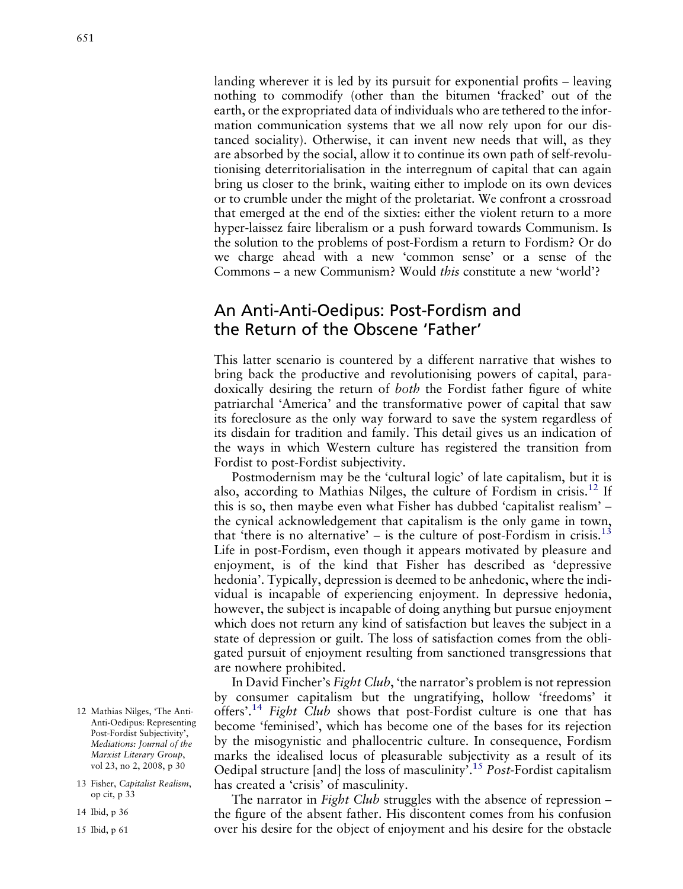landing wherever it is led by its pursuit for exponential profits – leaving nothing to commodify (other than the bitumen 'fracked' out of the earth, or the expropriated data of individuals who are tethered to the information communication systems that we all now rely upon for our distanced sociality). Otherwise, it can invent new needs that will, as they are absorbed by the social, allow it to continue its own path of self-revolutionising deterritorialisation in the interregnum of capital that can again bring us closer to the brink, waiting either to implode on its own devices or to crumble under the might of the proletariat. We confront a crossroad that emerged at the end of the sixties: either the violent return to a more hyper-laissez faire liberalism or a push forward towards Communism. Is the solution to the problems of post-Fordism a return to Fordism? Or do we charge ahead with a new 'common sense' or a sense of the Commons – a new Communism? Would *this* constitute a new 'world'?

## An Anti-Anti-Oedipus: Post-Fordism and the Return of the Obscene 'Father'

This latter scenario is countered by a different narrative that wishes to bring back the productive and revolutionising powers of capital, paradoxically desiring the return of *both* the Fordist father figure of white patriarchal 'America' and the transformative power of capital that saw its foreclosure as the only way forward to save the system regardless of its disdain for tradition and family. This detail gives us an indication of the ways in which Western culture has registered the transition from Fordist to post-Fordist subjectivity.

Postmodernism may be the 'cultural logic' of late capitalism, but it is also, according to Mathias Nilges, the culture of Fordism in crisis.[12] If this is so, then maybe even what Fisher has dubbed 'capitalist realism' – the cynical acknowledgement that capitalism is the only game in town, that 'there is no alternative' – is the culture of post-Fordism in crisis.[13] Life in post-Fordism, even though it appears motivated by pleasure and enjoyment, is of the kind that Fisher has described as 'depressive hedonia'. Typically, depression is deemed to be anhedonic, where the individual is incapable of experiencing enjoyment. In depressive hedonia, however, the subject is incapable of doing anything but pursue enjoyment which does not return any kind of satisfaction but leaves the subject in a state of depression or guilt. The loss of satisfaction comes from the obligated pursuit of enjoyment resulting from sanctioned transgressions that are nowhere prohibited.

In David Fincher's *Fight Club*, 'the narrator's problem is not repression by consumer capitalism but the ungratifying, hollow 'freedoms' it offers'.[14] *Fight Club* shows that post-Fordist culture is one that has become 'feminised', which has become one of the bases for its rejection by the misogynistic and phallocentric culture. In consequence, Fordism marks the idealised locus of pleasurable subjectivity as a result of its Oedipal structure [and] the loss of masculinity'.[15] *Post*-Fordist capitalism has created a 'crisis' of masculinity.

The narrator in *Fight Club* struggles with the absence of repression – the figure of the absent father. His discontent comes from his confusion over his desire for the object of enjoyment and his desire for the obstacle

12 Mathias Nilges, 'The Anti-Anti-Oedipus: Representing Post-Fordist Subjectivity', *Mediations: Journal of the Marxist Literary Group*, vol 23, no 2, 2008, p 30

13 Fisher, *Capitalist Realism*, op cit, p 33

14 Ibid, p 36

15 Ibid, p 61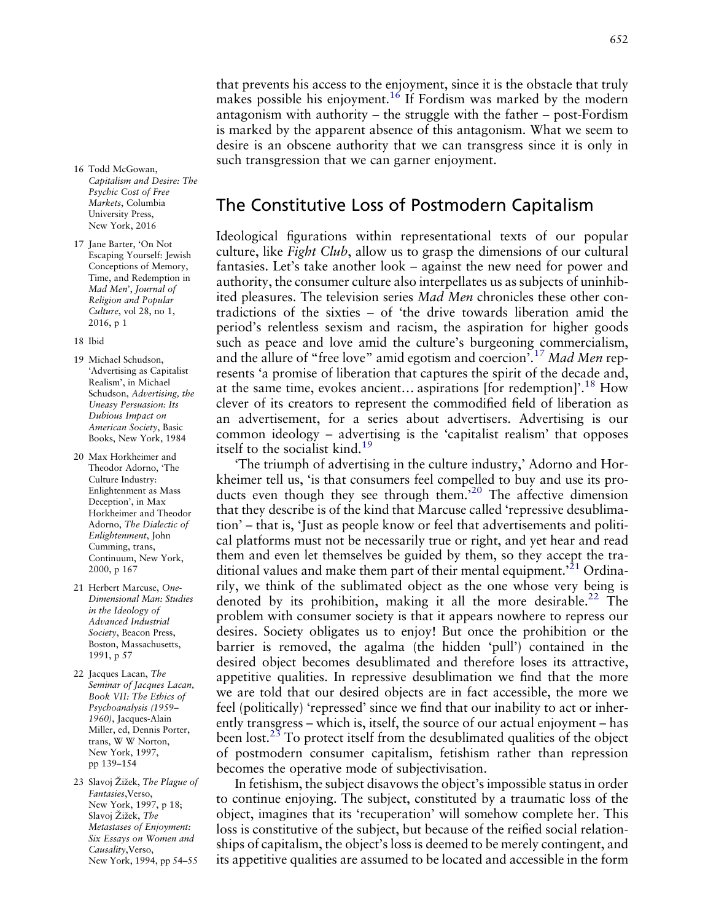that prevents his access to the enjoyment, since it is the obstacle that truly makes possible his enjoyment.[16] If Fordism was marked by the modern antagonism with authority – the struggle with the father – post-Fordism is marked by the apparent absence of this antagonism. What we seem to desire is an obscene authority that we can transgress since it is only in such transgression that we can garner enjoyment.

## The Constitutive Loss of Postmodern Capitalism

Ideological figurations within representational texts of our popular culture, like *Fight Club*, allow us to grasp the dimensions of our cultural fantasies. Let's take another look – against the new need for power and authority, the consumer culture also interpellates us as subjects of uninhibited pleasures. The television series *Mad Men* chronicles these other contradictions of the sixties – of 'the drive towards liberation amid the period's relentless sexism and racism, the aspiration for higher goods such as peace and love amid the culture's burgeoning commercialism, and the allure of "free love" amid egotism and coercion'.[17] *Mad Men* represents 'a promise of liberation that captures the spirit of the decade and, at the same time, evokes ancient… aspirations [for redemption]'.[18] How clever of its creators to represent the commodified field of liberation as an advertisement, for a series about advertisers. Advertising is our common ideology – advertising is the 'capitalist realism' that opposes itself to the socialist kind.[19]

'The triumph of advertising in the culture industry,' Adorno and Horkheimer tell us, 'is that consumers feel compelled to buy and use its products even though they see through them.'[20] The affective dimension that they describe is of the kind that Marcuse called 'repressive desublimation' – that is, 'Just as people know or feel that advertisements and political platforms must not be necessarily true or right, and yet hear and read them and even let themselves be guided by them, so they accept the traditional values and make them part of their mental equipment.'[21] Ordinarily, we think of the sublimated object as the one whose very being is denoted by its prohibition, making it all the more desirable.[22] The problem with consumer society is that it appears nowhere to repress our desires. Society obligates us to enjoy! But once the prohibition or the barrier is removed, the agalma (the hidden 'pull') contained in the desired object becomes desublimated and therefore loses its attractive, appetitive qualities. In repressive desublimation we find that the more we are told that our desired objects are in fact accessible, the more we feel (politically) 'repressed' since we find that our inability to act or inherently transgress – which is, itself, the source of our actual enjoyment – has been lost.[23] To protect itself from the desublimated qualities of the object of postmodern consumer capitalism, fetishism rather than repression becomes the operative mode of subjectivisation.

In fetishism, the subject disavows the object's impossible status in order to continue enjoying. The subject, constituted by a traumatic loss of the object, imagines that its 'recuperation' will somehow complete her. This loss is constitutive of the subject, but because of the reified social relationships of capitalism, the object's loss is deemed to be merely contingent, and its appetitive qualities are assumed to be located and accessible in the form

16 Todd McGowan, *Capitalism and Desire: The Psychic Cost of Free Markets*, Columbia University Press, New York, 2016

17 Jane Barter, 'On Not Escaping Yourself: Jewish Conceptions of Memory, Time, and Redemption in *Mad Men*', *Journal of Religion and Popular Culture*, vol 28, no 1, 2016, p 1

18 Ibid

19 Michael Schudson, 'Advertising as Capitalist Realism', in Michael Schudson, *Advertising, the Uneasy Persuasion: Its Dubious Impact on American Society*, Basic Books, New York, 1984

20 Max Horkheimer and Theodor Adorno, 'The Culture Industry: Enlightenment as Mass Deception', in Max Horkheimer and Theodor Adorno, *The Dialectic of Enlightenment*, John Cumming, trans, Continuum, New York, 2000, p 167

21 Herbert Marcuse, *One-Dimensional Man: Studies in the Ideology of Advanced Industrial Society*, Beacon Press, Boston, Massachusetts, 1991, p 57

22 Jacques Lacan, *The Seminar of Jacques Lacan, Book VII: The Ethics of Psychoanalysis (1959–1960)*, Jacques-Alain Miller, ed, Dennis Porter, trans, W W Norton, New York, 1997, pp 139–154

23 Slavoj Žižek, *The Plague of Fantasies*, Verso, New York, 1997, p 18; Slavoj Žižek, *The Metastases of Enjoyment: Six Essays on Women and Causality*, Verso, New York, 1994, pp 54–55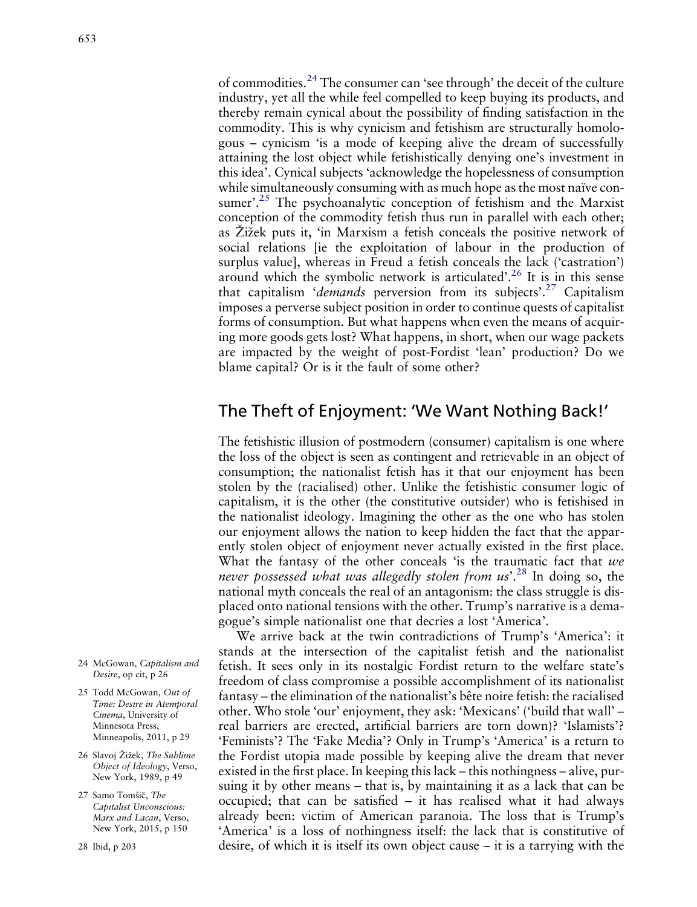of commodities.[24] The consumer can 'see through' the deceit of the culture industry, yet all the while feel compelled to keep buying its products, and thereby remain cynical about the possibility of finding satisfaction in the commodity. This is why cynicism and fetishism are structurally homologous – cynicism 'is a mode of keeping alive the dream of successfully attaining the lost object while fetishistically denying one's investment in this idea'. Cynical subjects 'acknowledge the hopelessness of consumption while simultaneously consuming with as much hope as the most naïve consumer'.[25] The psychoanalytic conception of fetishism and the Marxist conception of the commodity fetish thus run in parallel with each other; as Žižek puts it, 'in Marxism a fetish conceals the positive network of social relations [ie the exploitation of labour in the production of surplus value], whereas in Freud a fetish conceals the lack ('castration') around which the symbolic network is articulated'.[26] It is in this sense that capitalism '*demands* perversion from its subjects'.[27] Capitalism imposes a perverse subject position in order to continue quests of capitalist forms of consumption. But what happens when even the means of acquiring more goods gets lost? What happens, in short, when our wage packets are impacted by the weight of post-Fordist 'lean' production? Do we blame capital? Or is it the fault of some other?

## The Theft of Enjoyment: 'We Want Nothing Back!'

The fetishistic illusion of postmodern (consumer) capitalism is one where the loss of the object is seen as contingent and retrievable in an object of consumption; the nationalist fetish has it that our enjoyment has been stolen by the (racialised) other. Unlike the fetishistic consumer logic of capitalism, it is the other (the constitutive outsider) who is fetishised in the nationalist ideology. Imagining the other as the one who has stolen our enjoyment allows the nation to keep hidden the fact that the apparently stolen object of enjoyment never actually existed in the first place. What the fantasy of the other conceals 'is the traumatic fact that *we never possessed what was allegedly stolen from us*'.[28] In doing so, the national myth conceals the real of an antagonism: the class struggle is displaced onto national tensions with the other. Trump's narrative is a demagogue's simple nationalist one that decries a lost 'America'.

We arrive back at the twin contradictions of Trump's 'America': it stands at the intersection of the capitalist fetish and the nationalist fetish. It sees only in its nostalgic Fordist return to the welfare state's freedom of class compromise a possible accomplishment of its nationalist fantasy – the elimination of the nationalist's bête noire fetish: the racialised other. Who stole 'our' enjoyment, they ask: 'Mexicans' ('build that wall' – real barriers are erected, artificial barriers are torn down)? 'Islamists'? 'Feminists'? The 'Fake Media'? Only in Trump's 'America' is a return to the Fordist utopia made possible by keeping alive the dream that never existed in the first place. In keeping this lack – this nothingness – alive, pursuing it by other means – that is, by maintaining it as a lack that can be occupied; that can be satisfied – it has realised what it had always already been: victim of American paranoia. The loss that is Trump's 'America' is a loss of nothingness itself: the lack that is constitutive of desire, of which it is itself its own object cause – it is a tarrying with the

24 McGowan, *Capitalism and Desire*, op cit, p 26

25 Todd McGowan, *Out of Time: Desire in Atemporal Cinema*, University of Minnesota Press, Minneapolis, 2011, p 29

26 Slavoj Žižek, *The Sublime Object of Ideology*, Verso, New York, 1989, p 49

27 Samo Tomšič, *The Capitalist Unconscious: Marx and Lacan*, Verso, New York, 2015, p 150

28 Ibid, p 203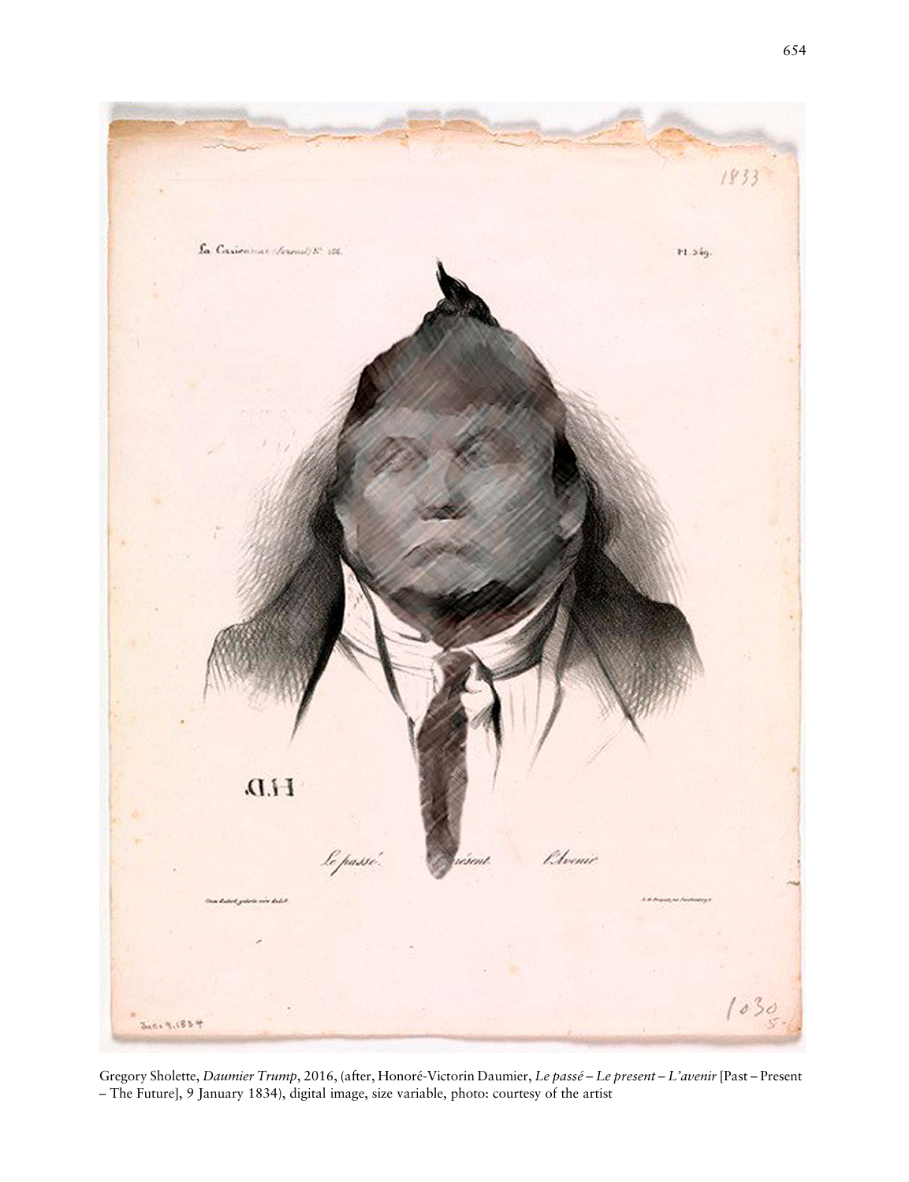Gregory Sholette, *Daumier Trump*, 2016, (after, Honoré-Victorin Daumier, *Le passé – Le present – L'avenir* [Past – Present – The Future], 9 January 1834), digital image, size variable, photo: courtesy of the artist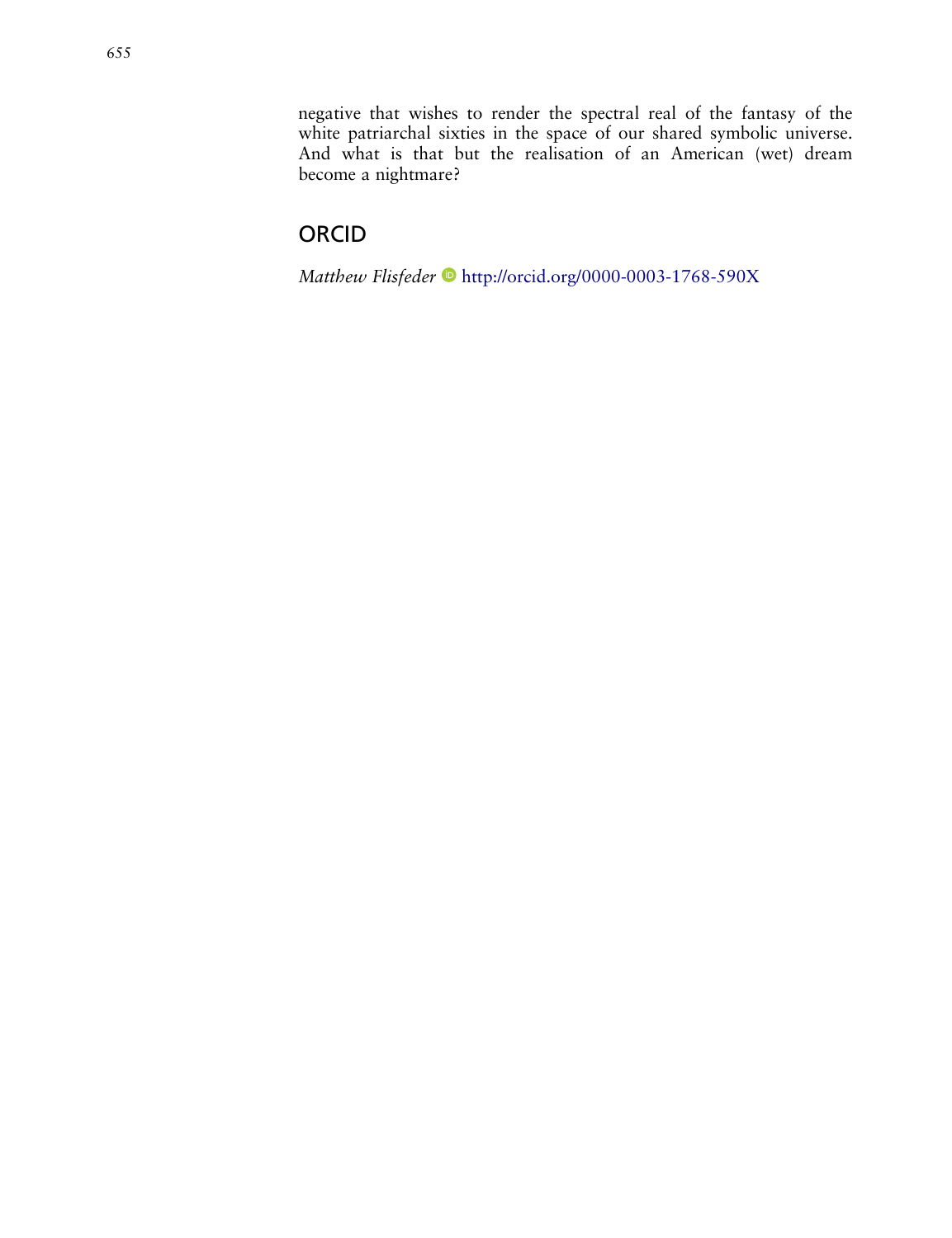negative that wishes to render the spectral real of the fantasy of the white patriarchal sixties in the space of our shared symbolic universe. And what is that but the realisation of an American (wet) dream become a nightmare?

## ORCID

*Matthew Flisfeder* http://orcid.org/0000-0003-1768-590X